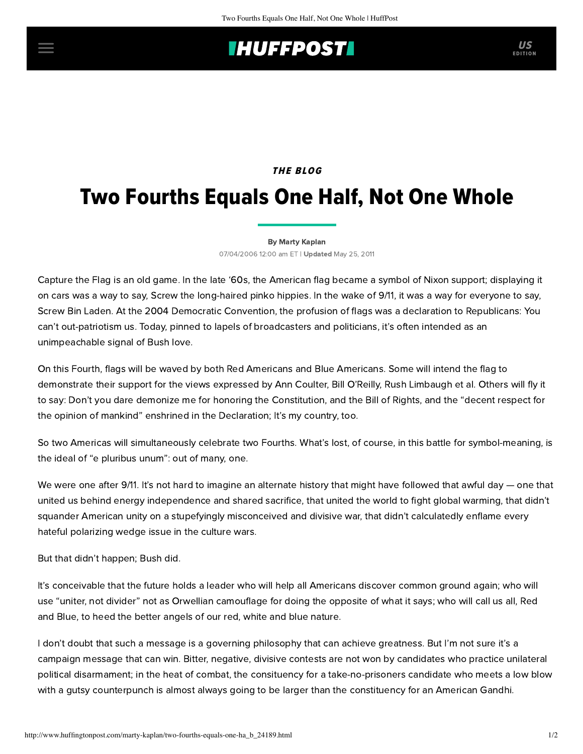THE BLOG

# Two Fourths Equals One Half, Not One Whole

By Marty Kaplan

07/04/2006 12:00 am ET | **Updated** May 25, 2011

Capture the Flag is an old game. In the late '60s, the American flag became a symbol of Nixon support; displaying it on cars was a way to say, Screw the long-haired pinko hippies. In the wake of 9/11, it was a way for everyone to say, Screw Bin Laden. At the 2004 Democratic Convention, the profusion of flags was a declaration to Republicans: You can't out-patriotism us. Today, pinned to lapels of broadcasters and politicians, it's often intended as an unimpeachable signal of Bush love.

On this Fourth, flags will be waved by both Red Americans and Blue Americans. Some will intend the flag to demonstrate their support for the views expressed by Ann Coulter, Bill O'Reilly, Rush Limbaugh et al. Others will fly it to say: Don't you dare demonize me for honoring the Constitution, and the Bill of Rights, and the "decent respect for the opinion of mankind" enshrined in the Declaration; It's my country, too.

So two Americas will simultaneously celebrate two Fourths. What's lost, of course, in this battle for symbol-meaning, is the ideal of "e pluribus unum": out of many, one.

We were one after 9/11. It's not hard to imagine an alternate history that might have followed that awful day — one that united us behind energy independence and shared sacrifice, that united the world to fight global warming, that didn't squander American unity on a stupefyingly misconceived and divisive war, that didn't calculatedly enflame every hateful polarizing wedge issue in the culture wars.

But that didn't happen; Bush did.

It's conceivable that the future holds a leader who will help all Americans discover common ground again; who will use "uniter, not divider" not as Orwellian camouflage for doing the opposite of what it says; who will call us all, Red and Blue, to heed the better angels of our red, white and blue nature.

I don't doubt that such a message is a governing philosophy that can achieve greatness. But I'm not sure it's a campaign message that can win. Bitter, negative, divisive contests are not won by candidates who practice unilateral political disarmament; in the heat of combat, the consituency for a take-no-prisoners candidate who meets a low blow with a gutsy counterpunch is almost always going to be larger than the constituency for an American Gandhi.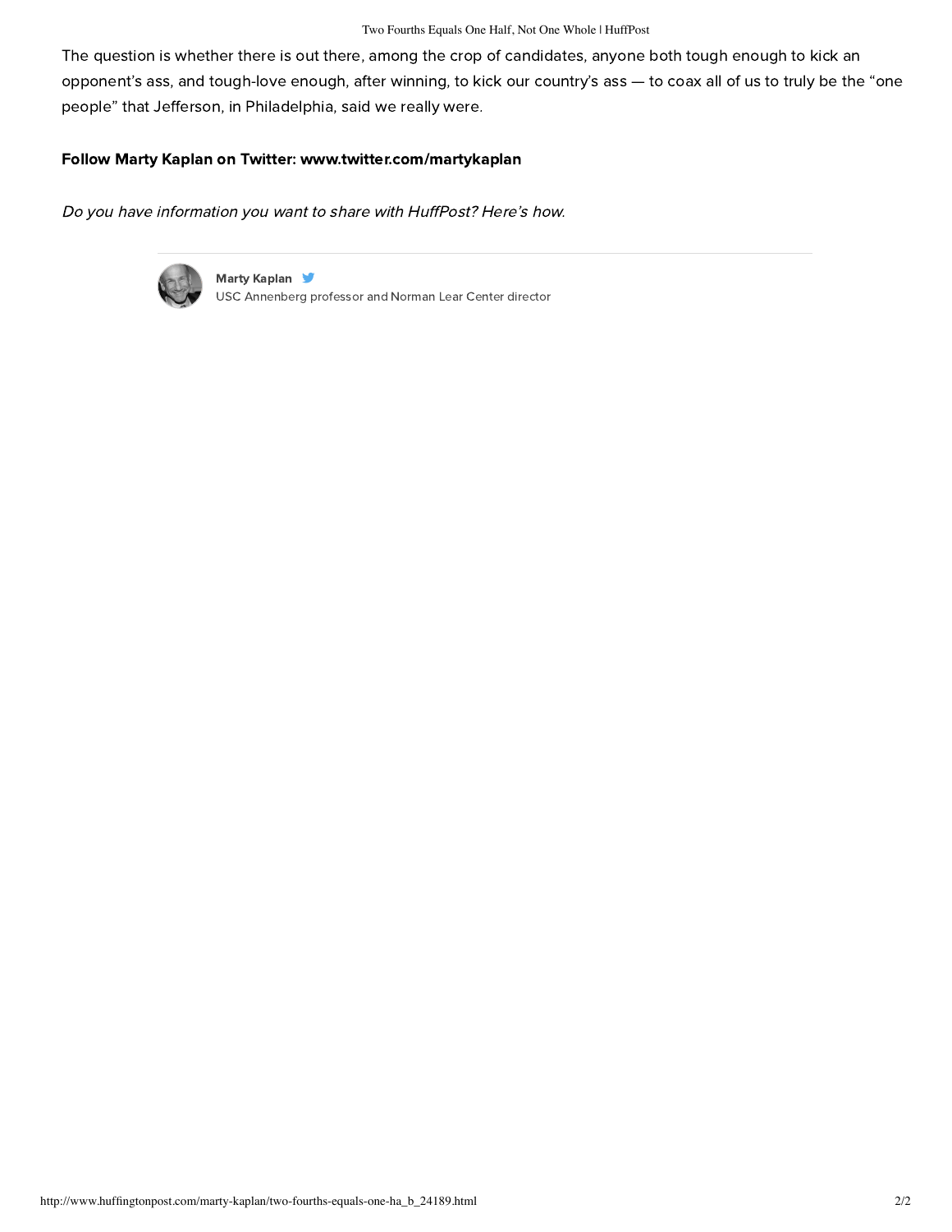The question is whether there is out there, among the crop of candidates, anyone both tough enough to kick an opponent's ass, and tough-love enough, after winning, to kick our country's ass — to coax all of us to truly be the "one people" that Jefferson, in Philadelphia, said we really were.

**Follow Marty Kaplan on Twitter: www.twitter.com/martykaplan**

*Do you have information you want to share with HuffPost? Here's how.*

**Marty Kaplan**
USC Annenberg professor and Norman Lear Center director